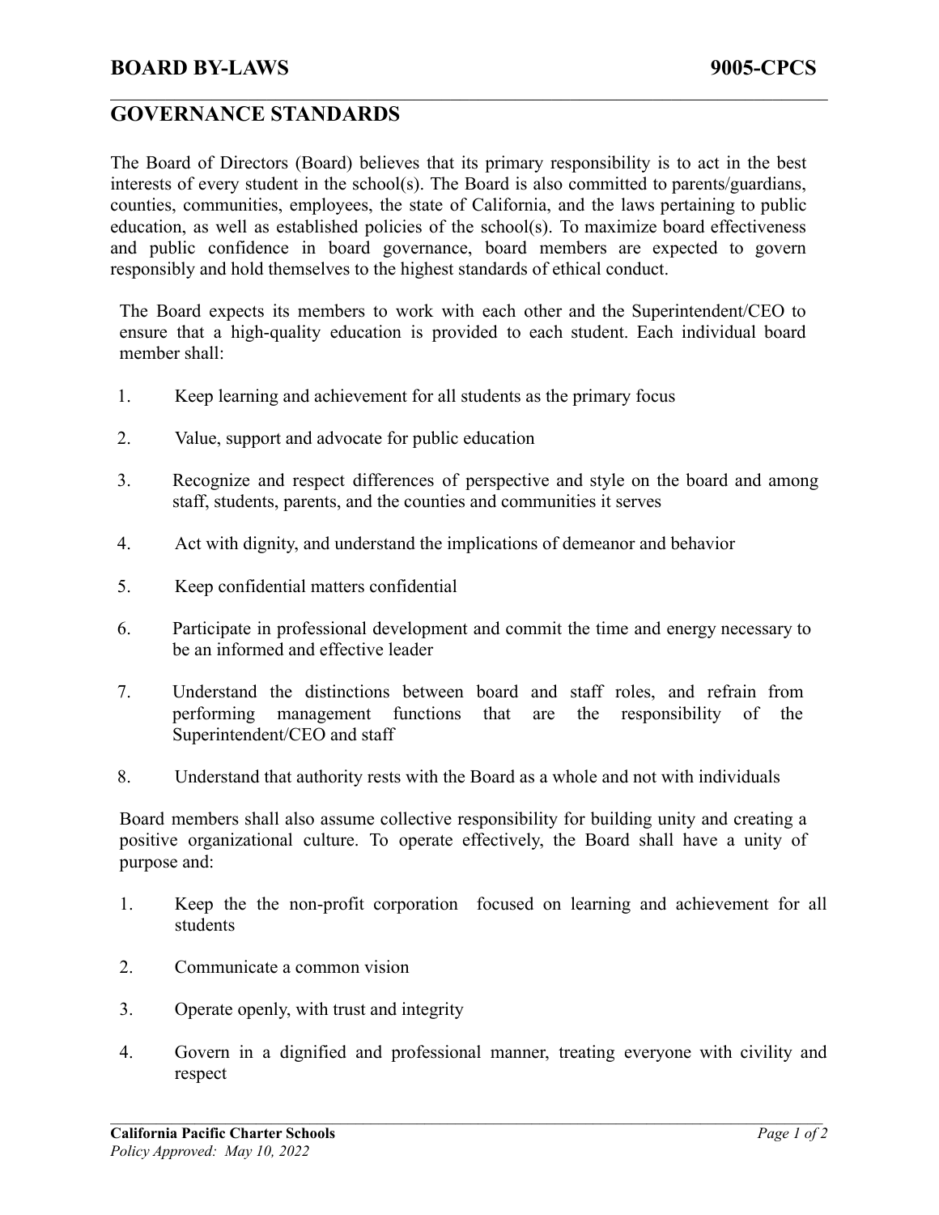**BOARD BY-LAWS** **9005-CPCS**

## GOVERNANCE STANDARDS

The Board of Directors (Board) believes that its primary responsibility is to act in the best interests of every student in the school(s). The Board is also committed to parents/guardians, counties, communities, employees, the state of California, and the laws pertaining to public education, as well as established policies of the school(s). To maximize board effectiveness and public confidence in board governance, board members are expected to govern responsibly and hold themselves to the highest standards of ethical conduct.

The Board expects its members to work with each other and the Superintendent/CEO to ensure that a high-quality education is provided to each student. Each individual board member shall:

1. Keep learning and achievement for all students as the primary focus
2. Value, support and advocate for public education
3. Recognize and respect differences of perspective and style on the board and among staff, students, parents, and the counties and communities it serves
4. Act with dignity, and understand the implications of demeanor and behavior
5. Keep confidential matters confidential
6. Participate in professional development and commit the time and energy necessary to be an informed and effective leader
7. Understand the distinctions between board and staff roles, and refrain from performing management functions that are the responsibility of the Superintendent/CEO and staff
8. Understand that authority rests with the Board as a whole and not with individuals

Board members shall also assume collective responsibility for building unity and creating a positive organizational culture. To operate effectively, the Board shall have a unity of purpose and:

1. Keep the the non-profit corporation focused on learning and achievement for all students
2. Communicate a common vision
3. Operate openly, with trust and integrity
4. Govern in a dignified and professional manner, treating everyone with civility and respect

**California Pacific Charter Schools**
*Policy Approved: May 10, 2022*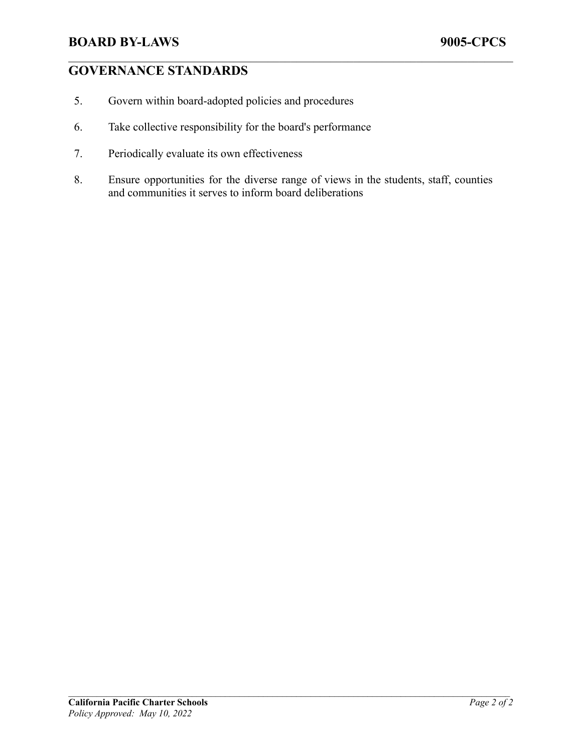5. Govern within board-adopted policies and procedures

6. Take collective responsibility for the board's performance

7. Periodically evaluate its own effectiveness

8. Ensure opportunities for the diverse range of views in the students, staff, counties and communities it serves to inform board deliberations